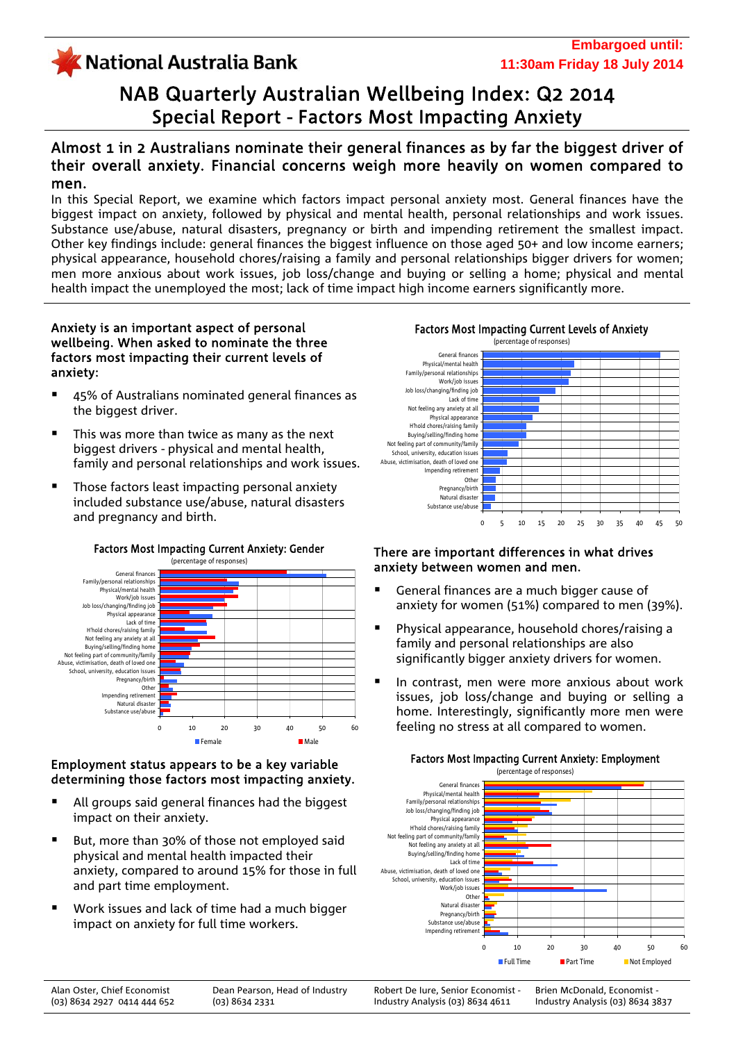**Embargoed until: 11:30am Friday 18 July 2014**

National Australia Bank

# NAB Quarterly Australian Wellbeing Index: Q2 2014
# Special Report - Factors Most Impacting Anxiety

## Almost 1 in 2 Australians nominate their general finances as by far the biggest driver of their overall anxiety. Financial concerns weigh more heavily on women compared to men.

In this Special Report, we examine which factors impact personal anxiety most. General finances have the biggest impact on anxiety, followed by physical and mental health, personal relationships and work issues. Substance use/abuse, natural disasters, pregnancy or birth and impending retirement the smallest impact. Other key findings include: general finances the biggest influence on those aged 50+ and low income earners; physical appearance, household chores/raising a family and personal relationships bigger drivers for women; men more anxious about work issues, job loss/change and buying or selling a home; physical and mental health impact the unemployed the most; lack of time impact high income earners significantly more.

### Anxiety is an important aspect of personal wellbeing. When asked to nominate the three factors most impacting their current levels of anxiety:

- 45% of Australians nominated general finances as the biggest driver.
- This was more than twice as many as the next biggest drivers - physical and mental health, family and personal relationships and work issues.
- Those factors least impacting personal anxiety included substance use/abuse, natural disasters and pregnancy and birth.

**Factors Most Impacting Current Levels of Anxiety**
(percentage of responses)

**Factors Most Impacting Current Anxiety: Gender**
(percentage of responses)

### There are important differences in what drives anxiety between women and men.

- General finances are a much bigger cause of anxiety for women (51%) compared to men (39%).
- Physical appearance, household chores/raising a family and personal relationships are also significantly bigger anxiety drivers for women.
- In contrast, men were more anxious about work issues, job loss/change and buying or selling a home. Interestingly, significantly more men were feeling no stress at all compared to women.

### Employment status appears to be a key variable determining those factors most impacting anxiety.

- All groups said general finances had the biggest impact on their anxiety.
- But, more than 30% of those not employed said physical and mental health impacted their anxiety, compared to around 15% for those in full and part time employment.
- Work issues and lack of time had a much bigger impact on anxiety for full time workers.

**Factors Most Impacting Current Anxiety: Employment**
(percentage of responses)

Alan Oster, Chief Economist (03) 8634 2927 0414 444 652 | Dean Pearson, Head of Industry (03) 8634 2331 | Robert De Iure, Senior Economist - Industry Analysis (03) 8634 4611 | Brien McDonald, Economist - Industry Analysis (03) 8634 3837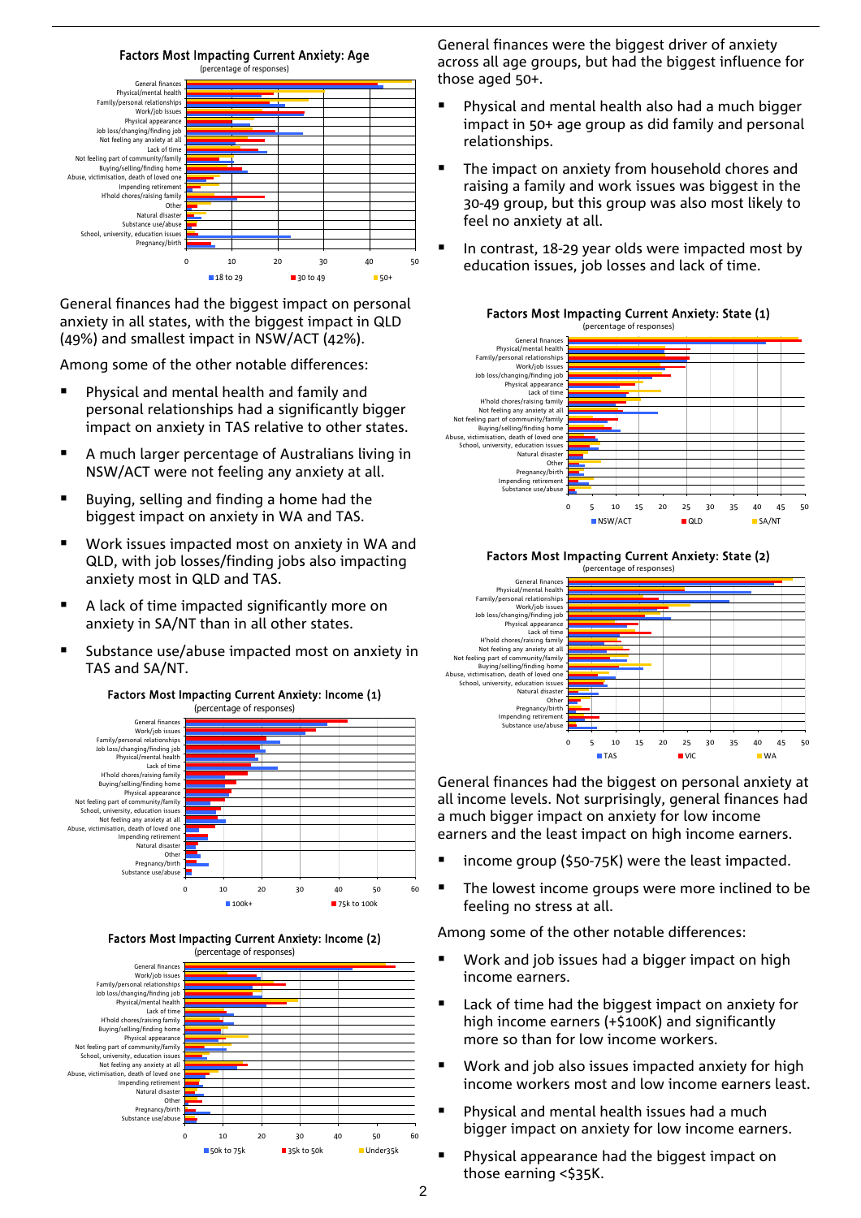### Factors Most Impacting Current Anxiety: Age

(percentage of responses)

General finances were the biggest driver of anxiety across all age groups, but had the biggest influence for those aged 50+.

- Physical and mental health also had a much bigger impact in 50+ age group as did family and personal relationships.
- The impact on anxiety from household chores and raising a family and work issues was biggest in the 30-49 group, but this group was also most likely to feel no anxiety at all.
- In contrast, 18-29 year olds were impacted most by education issues, job losses and lack of time.

General finances had the biggest impact on personal anxiety in all states, with the biggest impact in QLD (49%) and smallest impact in NSW/ACT (42%).

Among some of the other notable differences:

- Physical and mental health and family and personal relationships had a significantly bigger impact on anxiety in TAS relative to other states.
- A much larger percentage of Australians living in NSW/ACT were not feeling any anxiety at all.
- Buying, selling and finding a home had the biggest impact on anxiety in WA and TAS.
- Work issues impacted most on anxiety in WA and QLD, with job losses/finding jobs also impacting anxiety most in QLD and TAS.
- A lack of time impacted significantly more on anxiety in SA/NT than in all other states.
- Substance use/abuse impacted most on anxiety in TAS and SA/NT.

### Factors Most Impacting Current Anxiety: State (1)

(percentage of responses)

### Factors Most Impacting Current Anxiety: State (2)

(percentage of responses)

### Factors Most Impacting Current Anxiety: Income (1)

(percentage of responses)

### Factors Most Impacting Current Anxiety: Income (2)

(percentage of responses)

General finances had the biggest on personal anxiety at all income levels. Not surprisingly, general finances had a much bigger impact on anxiety for low income earners and the least impact on high income earners.

- income group ($50-75K) were the least impacted.
- The lowest income groups were more inclined to be feeling no stress at all.

Among some of the other notable differences:

- Work and job issues had a bigger impact on high income earners.
- Lack of time had the biggest impact on anxiety for high income earners (+$100K) and significantly more so than for low income workers.
- Work and job also issues impacted anxiety for high income workers most and low income earners least.
- Physical and mental health issues had a much bigger impact on anxiety for low income earners.
- Physical appearance had the biggest impact on those earning <$35K.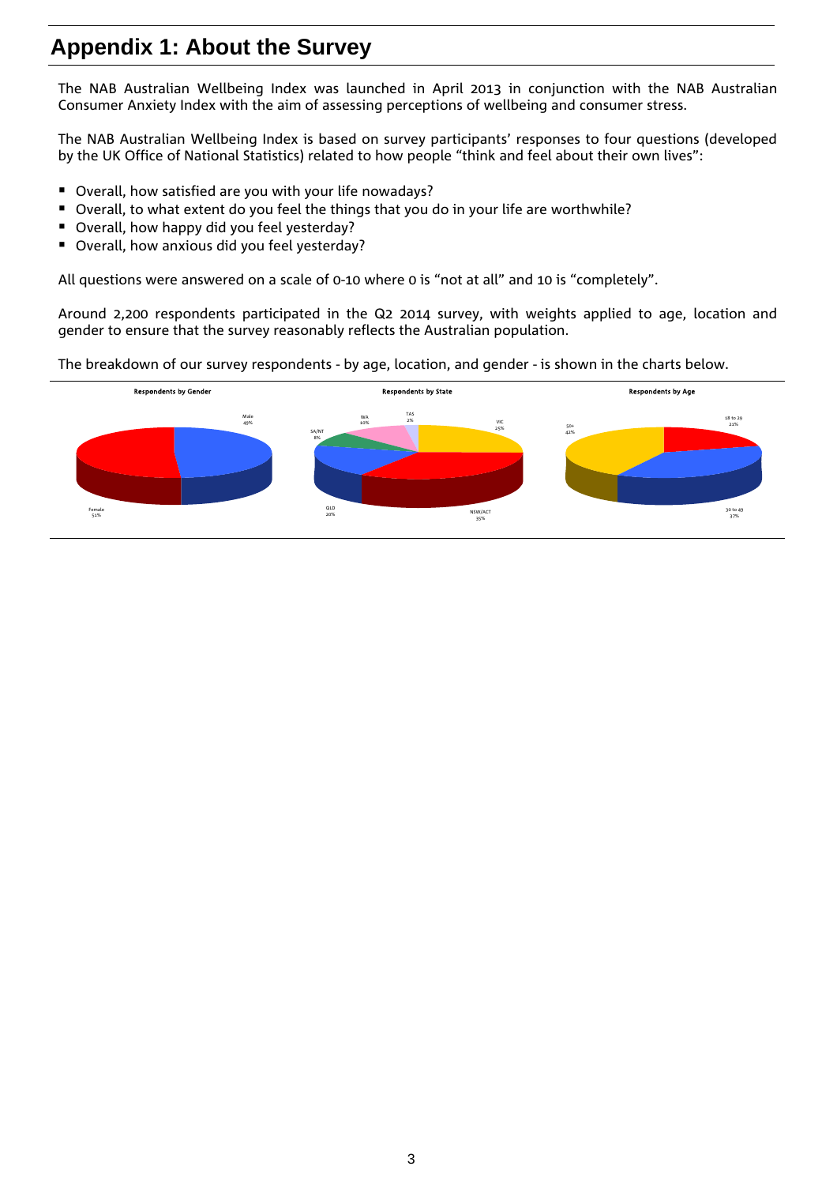# Appendix 1: About the Survey

The NAB Australian Wellbeing Index was launched in April 2013 in conjunction with the NAB Australian Consumer Anxiety Index with the aim of assessing perceptions of wellbeing and consumer stress.

The NAB Australian Wellbeing Index is based on survey participants' responses to four questions (developed by the UK Office of National Statistics) related to how people "think and feel about their own lives":

- Overall, how satisfied are you with your life nowadays?
- Overall, to what extent do you feel the things that you do in your life are worthwhile?
- Overall, how happy did you feel yesterday?
- Overall, how anxious did you feel yesterday?

All questions were answered on a scale of 0-10 where 0 is "not at all" and 10 is "completely".

Around 2,200 respondents participated in the Q2 2014 survey, with weights applied to age, location and gender to ensure that the survey reasonably reflects the Australian population.

The breakdown of our survey respondents - by age, location, and gender - is shown in the charts below.

**Respondents by Gender**

Male 49%

Female 51%

**Respondents by State**

WA 10%

TAS 2%

VIC 25%

SA/NT 8%

QLD 20%

NSW/ACT 35%

**Respondents by Age**

50+ 42%

18 to 29 21%

30 to 49 37%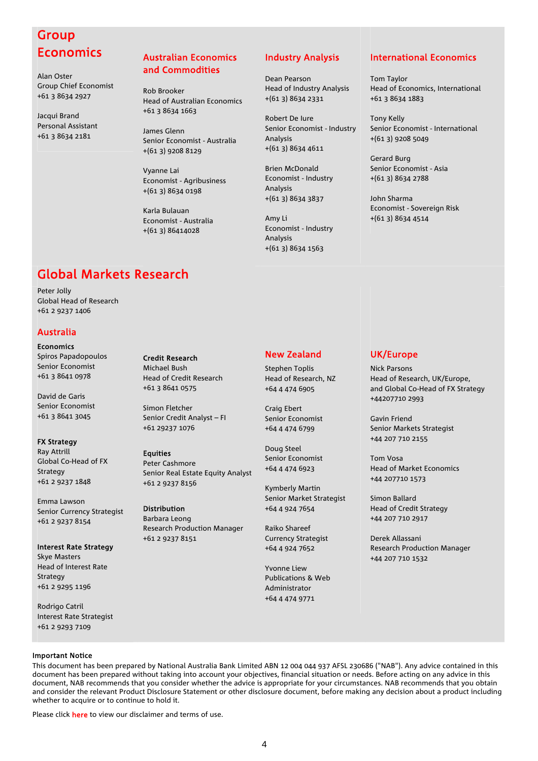# Group Economics

Alan Oster
Group Chief Economist
+61 3 8634 2927

Jacqui Brand
Personal Assistant
+61 3 8634 2181

## Australian Economics and Commodities

Rob Brooker
Head of Australian Economics
+61 3 8634 1663

James Glenn
Senior Economist - Australia
+(61 3) 9208 8129

Vyanne Lai
Economist - Agribusiness
+(61 3) 8634 0198

Karla Bulauan
Economist - Australia
+(61 3) 86414028

## Industry Analysis

Dean Pearson
Head of Industry Analysis
+(61 3) 8634 2331

Robert De Iure
Senior Economist - Industry Analysis
+(61 3) 8634 4611

Brien McDonald
Economist - Industry Analysis
+(61 3) 8634 3837

Amy Li
Economist - Industry Analysis
+(61 3) 8634 1563

## International Economics

Tom Taylor
Head of Economics, International
+61 3 8634 1883

Tony Kelly
Senior Economist - International
+(61 3) 9208 5049

Gerard Burg
Senior Economist - Asia
+(61 3) 8634 2788

John Sharma
Economist - Sovereign Risk
+(61 3) 8634 4514

# Global Markets Research

Peter Jolly
Global Head of Research
+61 2 9237 1406

## Australia

**Economics**
Spiros Papadopoulos
Senior Economist
+61 3 8641 0978

David de Garis
Senior Economist
+61 3 8641 3045

**FX Strategy**
Ray Attrill
Global Co-Head of FX Strategy
+61 2 9237 1848

Emma Lawson
Senior Currency Strategist
+61 2 9237 8154

**Interest Rate Strategy**
Skye Masters
Head of Interest Rate Strategy
+61 2 9295 1196

Rodrigo Catril
Interest Rate Strategist
+61 2 9293 7109

**Credit Research**
Michael Bush
Head of Credit Research
+61 3 8641 0575

Simon Fletcher
Senior Credit Analyst – FI
+61 29237 1076

**Equities**
Peter Cashmore
Senior Real Estate Equity Analyst
+61 2 9237 8156

**Distribution**
Barbara Leong
Research Production Manager
+61 2 9237 8151

## New Zealand

Stephen Toplis
Head of Research, NZ
+64 4 474 6905

Craig Ebert
Senior Economist
+64 4 474 6799

Doug Steel
Senior Economist
+64 4 474 6923

Kymberly Martin
Senior Market Strategist
+64 4 924 7654

Raiko Shareef
Currency Strategist
+64 4 924 7652

Yvonne Liew
Publications & Web Administrator
+64 4 474 9771

## UK/Europe

Nick Parsons
Head of Research, UK/Europe, and Global Co-Head of FX Strategy
+44207710 2993

Gavin Friend
Senior Markets Strategist
+44 207 710 2155

Tom Vosa
Head of Market Economics
+44 207710 1573

Simon Ballard
Head of Credit Strategy
+44 207 710 2917

Derek Allassani
Research Production Manager
+44 207 710 1532

**Important Notice**
This document has been prepared by National Australia Bank Limited ABN 12 004 044 937 AFSL 230686 ("NAB"). Any advice contained in this document has been prepared without taking into account your objectives, financial situation or needs. Before acting on any advice in this document, NAB recommends that you consider whether the advice is appropriate for your circumstances. NAB recommends that you obtain and consider the relevant Product Disclosure Statement or other disclosure document, before making any decision about a product including whether to acquire or to continue to hold it.

Please click here to view our disclaimer and terms of use.